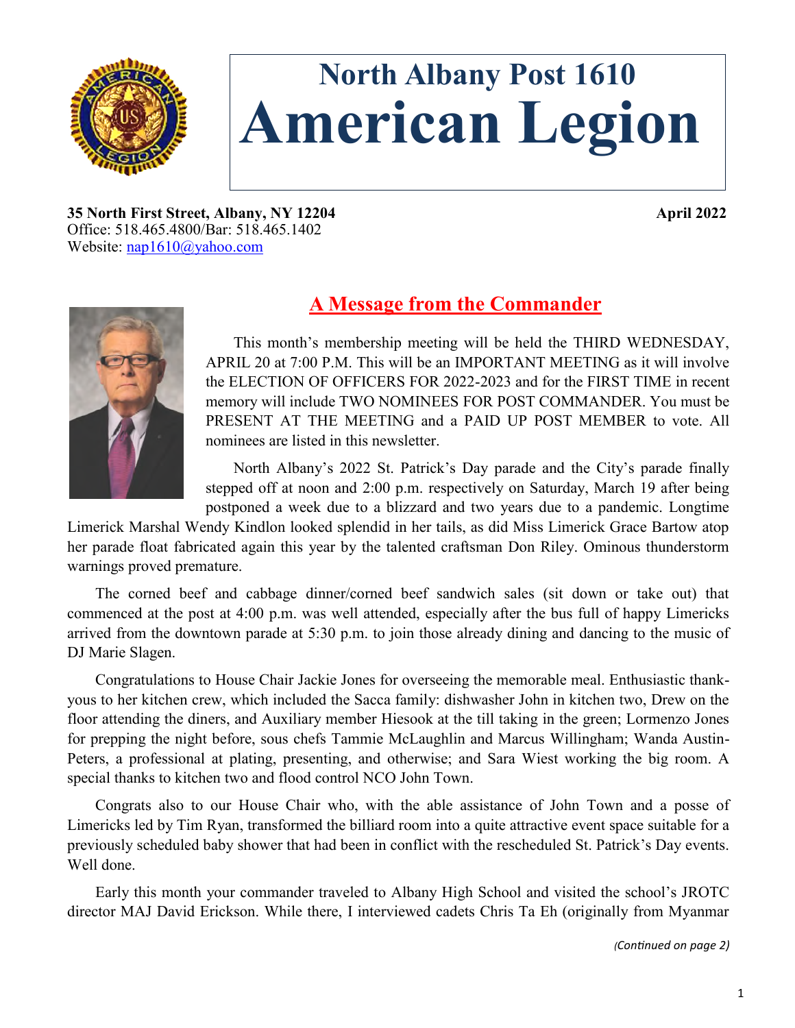# North Albany Post 1610
# American Legion

**35 North First Street, Albany, NY 12204** **April 2022**
Office: 518.465.4800/Bar: 518.465.1402
Website: nap1610@yahoo.com

## A Message from the Commander

This month's membership meeting will be held the THIRD WEDNESDAY, APRIL 20 at 7:00 P.M. This will be an IMPORTANT MEETING as it will involve the ELECTION OF OFFICERS FOR 2022-2023 and for the FIRST TIME in recent memory will include TWO NOMINEES FOR POST COMMANDER. You must be PRESENT AT THE MEETING and a PAID UP POST MEMBER to vote. All nominees are listed in this newsletter.

North Albany's 2022 St. Patrick's Day parade and the City's parade finally stepped off at noon and 2:00 p.m. respectively on Saturday, March 19 after being postponed a week due to a blizzard and two years due to a pandemic. Longtime Limerick Marshal Wendy Kindlon looked splendid in her tails, as did Miss Limerick Grace Bartow atop her parade float fabricated again this year by the talented craftsman Don Riley. Ominous thunderstorm warnings proved premature.

The corned beef and cabbage dinner/corned beef sandwich sales (sit down or take out) that commenced at the post at 4:00 p.m. was well attended, especially after the bus full of happy Limericks arrived from the downtown parade at 5:30 p.m. to join those already dining and dancing to the music of DJ Marie Slagen.

Congratulations to House Chair Jackie Jones for overseeing the memorable meal. Enthusiastic thank-yous to her kitchen crew, which included the Sacca family: dishwasher John in kitchen two, Drew on the floor attending the diners, and Auxiliary member Hiesook at the till taking in the green; Lormenzo Jones for prepping the night before, sous chefs Tammie McLaughlin and Marcus Willingham; Wanda Austin-Peters, a professional at plating, presenting, and otherwise; and Sara Wiest working the big room. A special thanks to kitchen two and flood control NCO John Town.

Congrats also to our House Chair who, with the able assistance of John Town and a posse of Limericks led by Tim Ryan, transformed the billiard room into a quite attractive event space suitable for a previously scheduled baby shower that had been in conflict with the rescheduled St. Patrick's Day events. Well done.

Early this month your commander traveled to Albany High School and visited the school's JROTC director MAJ David Erickson. While there, I interviewed cadets Chris Ta Eh (originally from Myanmar

*(Continued on page 2)*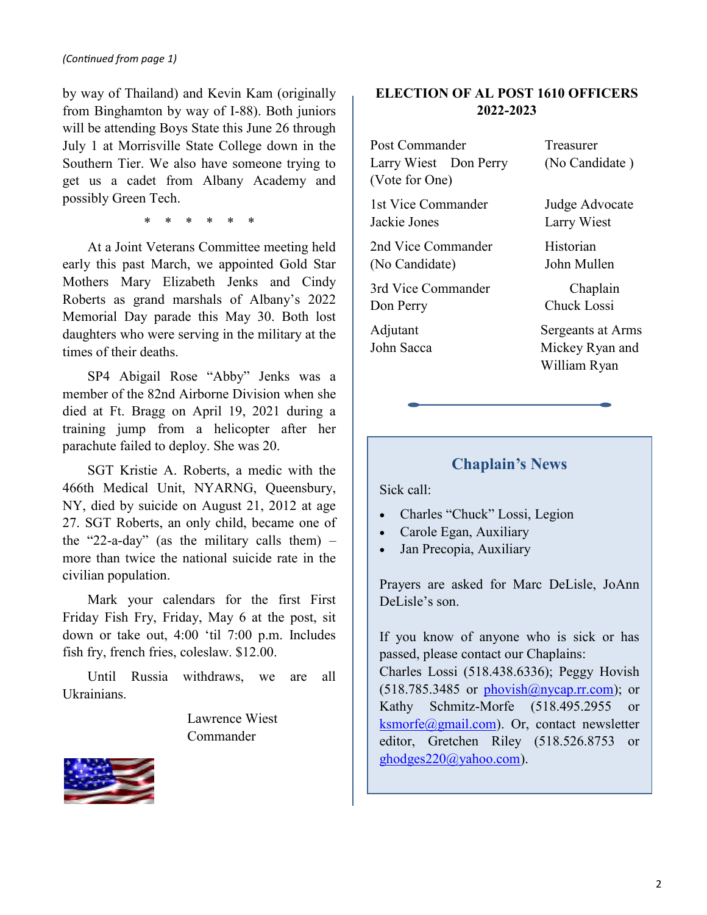*(Continued from page 1)*

by way of Thailand) and Kevin Kam (originally from Binghamton by way of I-88). Both juniors will be attending Boys State this June 26 through July 1 at Morrisville State College down in the Southern Tier. We also have someone trying to get us a cadet from Albany Academy and possibly Green Tech.

\* \* \* \* \* \*

At a Joint Veterans Committee meeting held early this past March, we appointed Gold Star Mothers Mary Elizabeth Jenks and Cindy Roberts as grand marshals of Albany's 2022 Memorial Day parade this May 30. Both lost daughters who were serving in the military at the times of their deaths.

SP4 Abigail Rose "Abby" Jenks was a member of the 82nd Airborne Division when she died at Ft. Bragg on April 19, 2021 during a training jump from a helicopter after her parachute failed to deploy. She was 20.

SGT Kristie A. Roberts, a medic with the 466th Medical Unit, NYARNG, Queensbury, NY, died by suicide on August 21, 2012 at age 27. SGT Roberts, an only child, became one of the "22-a-day" (as the military calls them) – more than twice the national suicide rate in the civilian population.

Mark your calendars for the first First Friday Fish Fry, Friday, May 6 at the post, sit down or take out, 4:00 'til 7:00 p.m. Includes fish fry, french fries, coleslaw. $12.00.

Until Russia withdraws, we are all Ukrainians.

Lawrence Wiest
Commander

## ELECTION OF AL POST 1610 OFFICERS 2022-2023

Post Commander
Larry Wiest Don Perry
(Vote for One)

1st Vice Commander
Jackie Jones

2nd Vice Commander
(No Candidate)

3rd Vice Commander
Don Perry

Adjutant
John Sacca

Treasurer
(No Candidate )

Judge Advocate
Larry Wiest

Historian
John Mullen

Chaplain
Chuck Lossi

Sergeants at Arms
Mickey Ryan and William Ryan

## Chaplain's News

Sick call:

- Charles "Chuck" Lossi, Legion
- Carole Egan, Auxiliary
- Jan Precopia, Auxiliary

Prayers are asked for Marc DeLisle, JoAnn DeLisle's son.

If you know of anyone who is sick or has passed, please contact our Chaplains: Charles Lossi (518.438.6336); Peggy Hovish (518.785.3485 or phovish@nycap.rr.com); or Kathy Schmitz-Morfe (518.495.2955 or ksmorfe@gmail.com). Or, contact newsletter editor, Gretchen Riley (518.526.8753 or ghodges220@yahoo.com).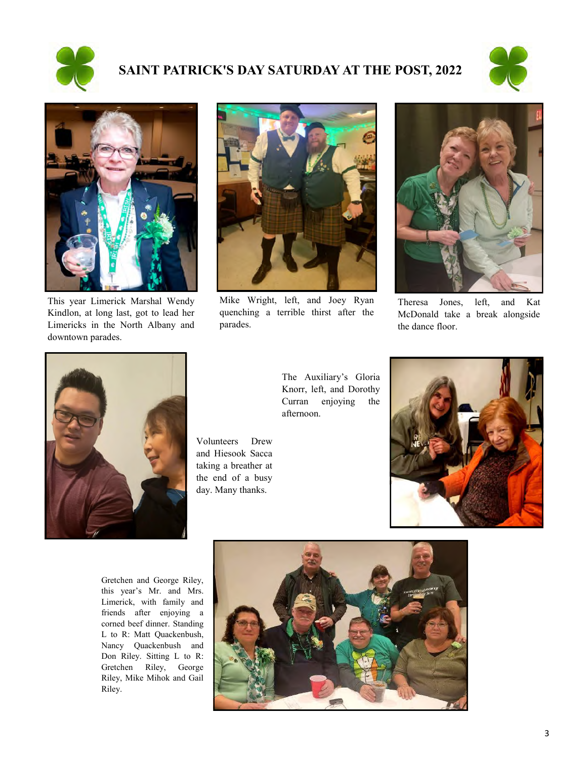# SAINT PATRICK'S DAY SATURDAY AT THE POST, 2022

This year Limerick Marshal Wendy Kindlon, at long last, got to lead her Limericks in the North Albany and downtown parades.

Mike Wright, left, and Joey Ryan quenching a terrible thirst after the parades.

Theresa Jones, left, and Kat McDonald take a break alongside the dance floor.

Volunteers Drew and Hiesook Sacca taking a breather at the end of a busy day. Many thanks.

The Auxiliary's Gloria Knorr, left, and Dorothy Curran enjoying the afternoon.

Gretchen and George Riley, this year's Mr. and Mrs. Limerick, with family and friends after enjoying a corned beef dinner. Standing L to R: Matt Quackenbush, Nancy Quackenbush and Don Riley. Sitting L to R: Gretchen Riley, George Riley, Mike Mihok and Gail Riley.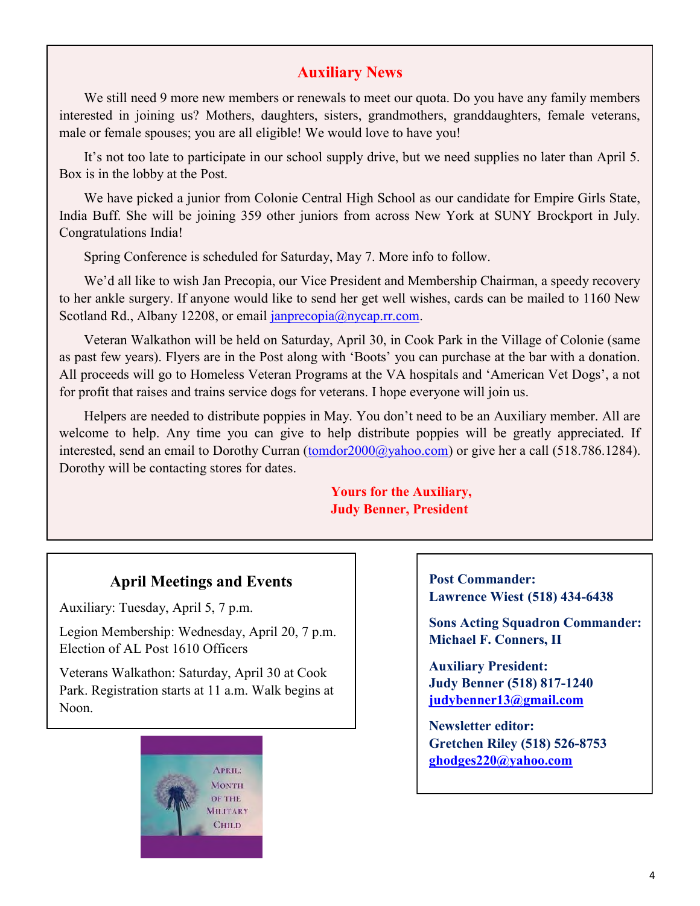## Auxiliary News

We still need 9 more new members or renewals to meet our quota. Do you have any family members interested in joining us? Mothers, daughters, sisters, grandmothers, granddaughters, female veterans, male or female spouses; you are all eligible! We would love to have you!

It's not too late to participate in our school supply drive, but we need supplies no later than April 5. Box is in the lobby at the Post.

We have picked a junior from Colonie Central High School as our candidate for Empire Girls State, India Buff. She will be joining 359 other juniors from across New York at SUNY Brockport in July. Congratulations India!

Spring Conference is scheduled for Saturday, May 7. More info to follow.

We'd all like to wish Jan Precopia, our Vice President and Membership Chairman, a speedy recovery to her ankle surgery. If anyone would like to send her get well wishes, cards can be mailed to 1160 New Scotland Rd., Albany 12208, or email janprecopia@nycap.rr.com.

Veteran Walkathon will be held on Saturday, April 30, in Cook Park in the Village of Colonie (same as past few years). Flyers are in the Post along with 'Boots' you can purchase at the bar with a donation. All proceeds will go to Homeless Veteran Programs at the VA hospitals and 'American Vet Dogs', a not for profit that raises and trains service dogs for veterans. I hope everyone will join us.

Helpers are needed to distribute poppies in May. You don't need to be an Auxiliary member. All are welcome to help. Any time you can give to help distribute poppies will be greatly appreciated. If interested, send an email to Dorothy Curran (tomdor2000@yahoo.com) or give her a call (518.786.1284). Dorothy will be contacting stores for dates.

**Yours for the Auxiliary,**
**Judy Benner, President**

### April Meetings and Events

Auxiliary: Tuesday, April 5, 7 p.m.

Legion Membership: Wednesday, April 20, 7 p.m. Election of AL Post 1610 Officers

Veterans Walkathon: Saturday, April 30 at Cook Park. Registration starts at 11 a.m. Walk begins at Noon.

April: Month of the Military Child

**Post Commander:**
**Lawrence Wiest (518) 434-6438**

**Sons Acting Squadron Commander:**
**Michael F. Conners, II**

**Auxiliary President:**
**Judy Benner (518) 817-1240**
**judybenner13@gmail.com**

**Newsletter editor:**
**Gretchen Riley (518) 526-8753**
**ghodges220@yahoo.com**